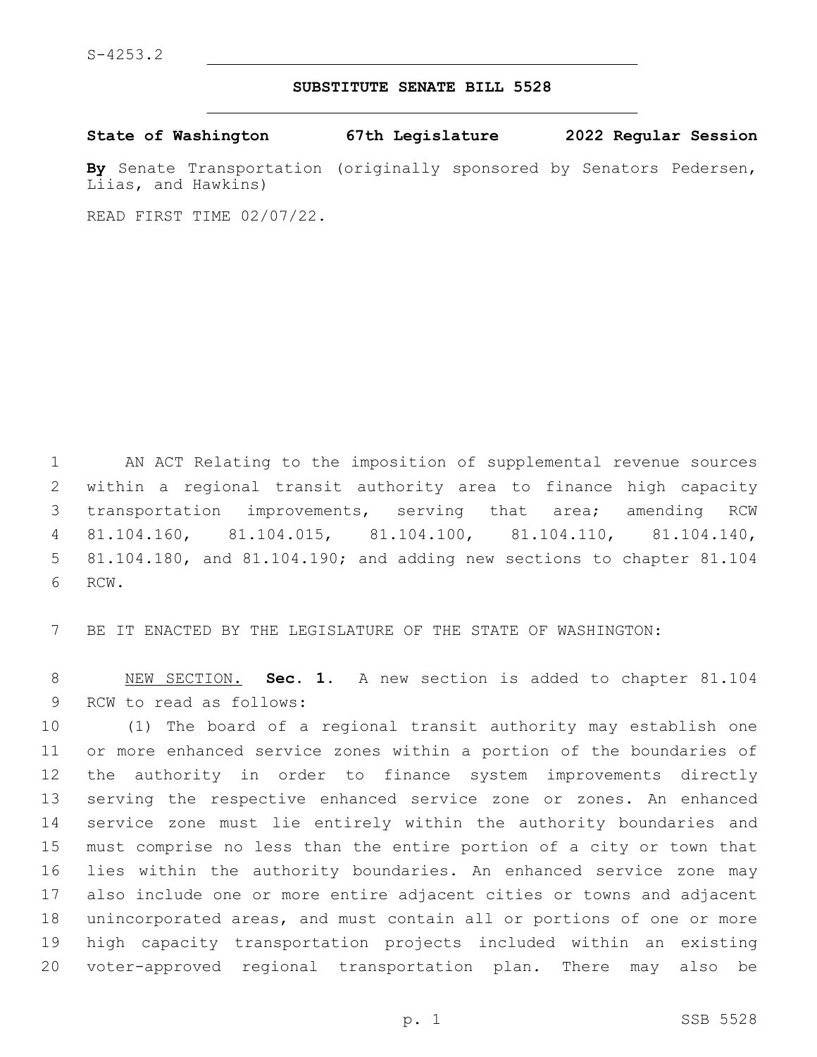S-4253.2

**SUBSTITUTE SENATE BILL 5528**

**State of Washington 67th Legislature 2022 Regular Session**

**By** Senate Transportation (originally sponsored by Senators Pedersen, Liias, and Hawkins)

READ FIRST TIME 02/07/22.

AN ACT Relating to the imposition of supplemental revenue sources within a regional transit authority area to finance high capacity transportation improvements, serving that area; amending RCW 81.104.160, 81.104.015, 81.104.100, 81.104.110, 81.104.140, 81.104.180, and 81.104.190; and adding new sections to chapter 81.104 RCW.

BE IT ENACTED BY THE LEGISLATURE OF THE STATE OF WASHINGTON:

NEW SECTION. **Sec. 1.** A new section is added to chapter 81.104 RCW to read as follows:

(1) The board of a regional transit authority may establish one or more enhanced service zones within a portion of the boundaries of the authority in order to finance system improvements directly serving the respective enhanced service zone or zones. An enhanced service zone must lie entirely within the authority boundaries and must comprise no less than the entire portion of a city or town that lies within the authority boundaries. An enhanced service zone may also include one or more entire adjacent cities or towns and adjacent unincorporated areas, and must contain all or portions of one or more high capacity transportation projects included within an existing voter-approved regional transportation plan. There may also be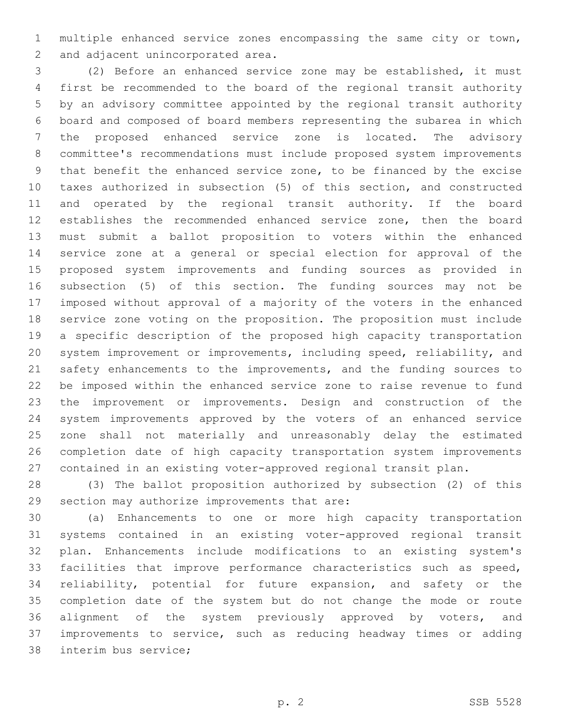multiple enhanced service zones encompassing the same city or town, and adjacent unincorporated area.

(2) Before an enhanced service zone may be established, it must first be recommended to the board of the regional transit authority by an advisory committee appointed by the regional transit authority board and composed of board members representing the subarea in which the proposed enhanced service zone is located. The advisory committee's recommendations must include proposed system improvements that benefit the enhanced service zone, to be financed by the excise taxes authorized in subsection (5) of this section, and constructed and operated by the regional transit authority. If the board establishes the recommended enhanced service zone, then the board must submit a ballot proposition to voters within the enhanced service zone at a general or special election for approval of the proposed system improvements and funding sources as provided in subsection (5) of this section. The funding sources may not be imposed without approval of a majority of the voters in the enhanced service zone voting on the proposition. The proposition must include a specific description of the proposed high capacity transportation system improvement or improvements, including speed, reliability, and safety enhancements to the improvements, and the funding sources to be imposed within the enhanced service zone to raise revenue to fund the improvement or improvements. Design and construction of the system improvements approved by the voters of an enhanced service zone shall not materially and unreasonably delay the estimated completion date of high capacity transportation system improvements contained in an existing voter-approved regional transit plan.

(3) The ballot proposition authorized by subsection (2) of this section may authorize improvements that are:

(a) Enhancements to one or more high capacity transportation systems contained in an existing voter-approved regional transit plan. Enhancements include modifications to an existing system's facilities that improve performance characteristics such as speed, reliability, potential for future expansion, and safety or the completion date of the system but do not change the mode or route alignment of the system previously approved by voters, and improvements to service, such as reducing headway times or adding interim bus service;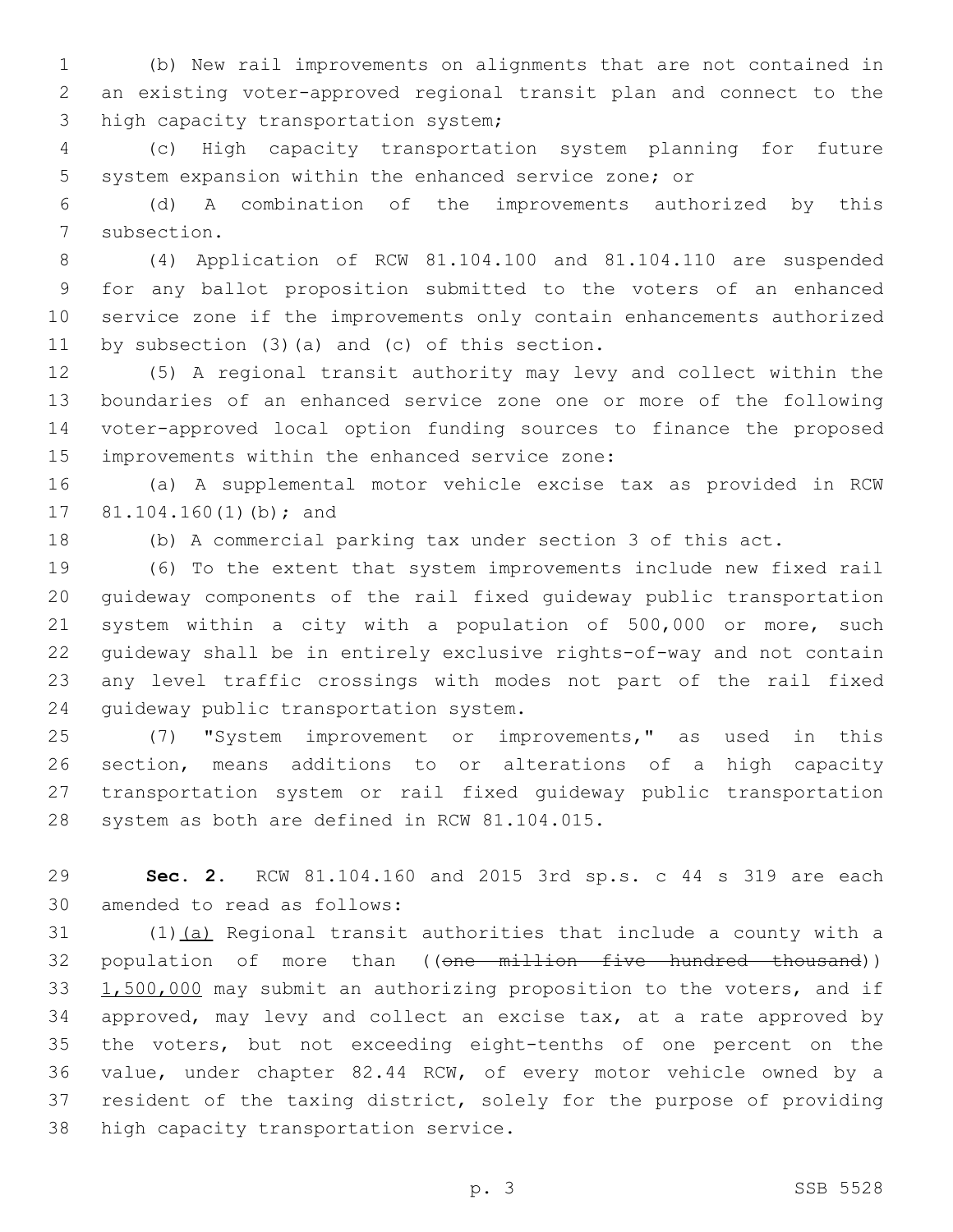(b) New rail improvements on alignments that are not contained in an existing voter-approved regional transit plan and connect to the high capacity transportation system;

(c) High capacity transportation system planning for future system expansion within the enhanced service zone; or

(d) A combination of the improvements authorized by this subsection.

(4) Application of RCW 81.104.100 and 81.104.110 are suspended for any ballot proposition submitted to the voters of an enhanced service zone if the improvements only contain enhancements authorized by subsection (3)(a) and (c) of this section.

(5) A regional transit authority may levy and collect within the boundaries of an enhanced service zone one or more of the following voter-approved local option funding sources to finance the proposed improvements within the enhanced service zone:

(a) A supplemental motor vehicle excise tax as provided in RCW 81.104.160(1)(b); and

(b) A commercial parking tax under section 3 of this act.

(6) To the extent that system improvements include new fixed rail guideway components of the rail fixed guideway public transportation system within a city with a population of 500,000 or more, such guideway shall be in entirely exclusive rights-of-way and not contain any level traffic crossings with modes not part of the rail fixed guideway public transportation system.

(7) "System improvement or improvements," as used in this section, means additions to or alterations of a high capacity transportation system or rail fixed guideway public transportation system as both are defined in RCW 81.104.015.

**Sec. 2.** RCW 81.104.160 and 2015 3rd sp.s. c 44 s 319 are each amended to read as follows:

(1)(a) Regional transit authorities that include a county with a population of more than ((~~one million five hundred thousand~~)) 1,500,000 may submit an authorizing proposition to the voters, and if approved, may levy and collect an excise tax, at a rate approved by the voters, but not exceeding eight-tenths of one percent on the value, under chapter 82.44 RCW, of every motor vehicle owned by a resident of the taxing district, solely for the purpose of providing high capacity transportation service.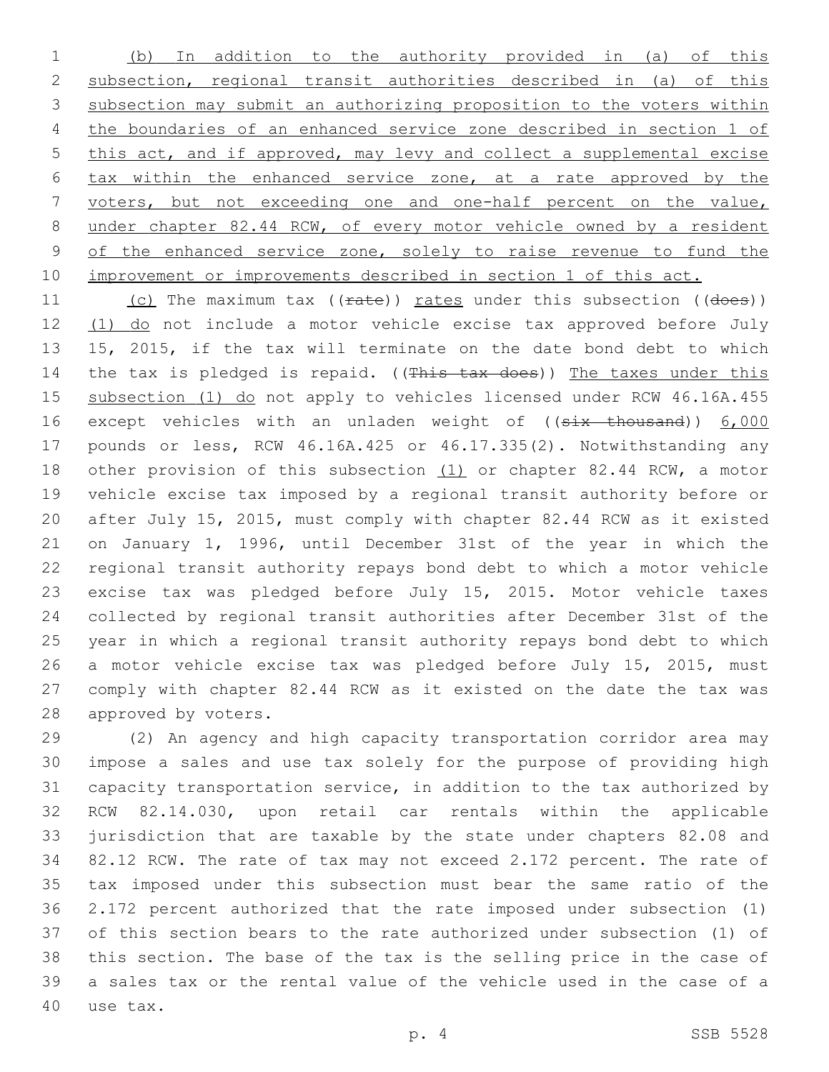(b) In addition to the authority provided in (a) of this subsection, regional transit authorities described in (a) of this subsection may submit an authorizing proposition to the voters within the boundaries of an enhanced service zone described in section 1 of this act, and if approved, may levy and collect a supplemental excise tax within the enhanced service zone, at a rate approved by the voters, but not exceeding one and one-half percent on the value, under chapter 82.44 RCW, of every motor vehicle owned by a resident of the enhanced service zone, solely to raise revenue to fund the improvement or improvements described in section 1 of this act.

(c) The maximum tax ((~~rate~~)) rates under this subsection ((~~does~~)) (1) do not include a motor vehicle excise tax approved before July 15, 2015, if the tax will terminate on the date bond debt to which the tax is pledged is repaid. ((~~This tax does~~)) The taxes under this subsection (1) do not apply to vehicles licensed under RCW 46.16A.455 except vehicles with an unladen weight of ((~~six thousand~~)) 6,000 pounds or less, RCW 46.16A.425 or 46.17.335(2). Notwithstanding any other provision of this subsection (1) or chapter 82.44 RCW, a motor vehicle excise tax imposed by a regional transit authority before or after July 15, 2015, must comply with chapter 82.44 RCW as it existed on January 1, 1996, until December 31st of the year in which the regional transit authority repays bond debt to which a motor vehicle excise tax was pledged before July 15, 2015. Motor vehicle taxes collected by regional transit authorities after December 31st of the year in which a regional transit authority repays bond debt to which a motor vehicle excise tax was pledged before July 15, 2015, must comply with chapter 82.44 RCW as it existed on the date the tax was approved by voters.

(2) An agency and high capacity transportation corridor area may impose a sales and use tax solely for the purpose of providing high capacity transportation service, in addition to the tax authorized by RCW 82.14.030, upon retail car rentals within the applicable jurisdiction that are taxable by the state under chapters 82.08 and 82.12 RCW. The rate of tax may not exceed 2.172 percent. The rate of tax imposed under this subsection must bear the same ratio of the 2.172 percent authorized that the rate imposed under subsection (1) of this section bears to the rate authorized under subsection (1) of this section. The base of the tax is the selling price in the case of a sales tax or the rental value of the vehicle used in the case of a use tax.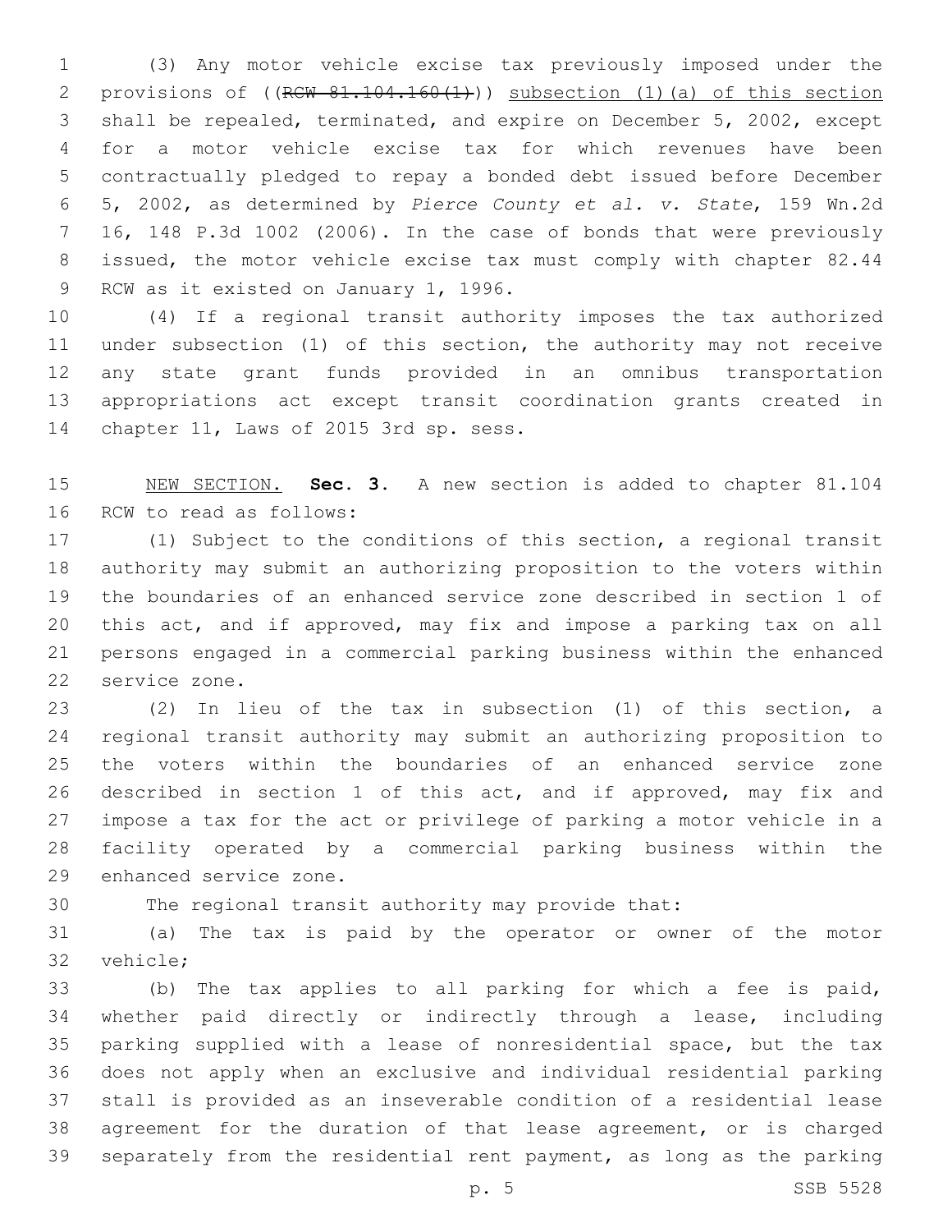(3) Any motor vehicle excise tax previously imposed under the provisions of ((~~RCW 81.104.160(1)~~)) <u>subsection (1)(a) of this section</u> shall be repealed, terminated, and expire on December 5, 2002, except for a motor vehicle excise tax for which revenues have been contractually pledged to repay a bonded debt issued before December 5, 2002, as determined by *Pierce County et al. v. State*, 159 Wn.2d 16, 148 P.3d 1002 (2006). In the case of bonds that were previously issued, the motor vehicle excise tax must comply with chapter 82.44 RCW as it existed on January 1, 1996.

(4) If a regional transit authority imposes the tax authorized under subsection (1) of this section, the authority may not receive any state grant funds provided in an omnibus transportation appropriations act except transit coordination grants created in chapter 11, Laws of 2015 3rd sp. sess.

<u>NEW SECTION.</u> **Sec. 3.** A new section is added to chapter 81.104 RCW to read as follows:

(1) Subject to the conditions of this section, a regional transit authority may submit an authorizing proposition to the voters within the boundaries of an enhanced service zone described in section 1 of this act, and if approved, may fix and impose a parking tax on all persons engaged in a commercial parking business within the enhanced service zone.

(2) In lieu of the tax in subsection (1) of this section, a regional transit authority may submit an authorizing proposition to the voters within the boundaries of an enhanced service zone described in section 1 of this act, and if approved, may fix and impose a tax for the act or privilege of parking a motor vehicle in a facility operated by a commercial parking business within the enhanced service zone.

The regional transit authority may provide that:

(a) The tax is paid by the operator or owner of the motor vehicle;

(b) The tax applies to all parking for which a fee is paid, whether paid directly or indirectly through a lease, including parking supplied with a lease of nonresidential space, but the tax does not apply when an exclusive and individual residential parking stall is provided as an inseverable condition of a residential lease agreement for the duration of that lease agreement, or is charged separately from the residential rent payment, as long as the parking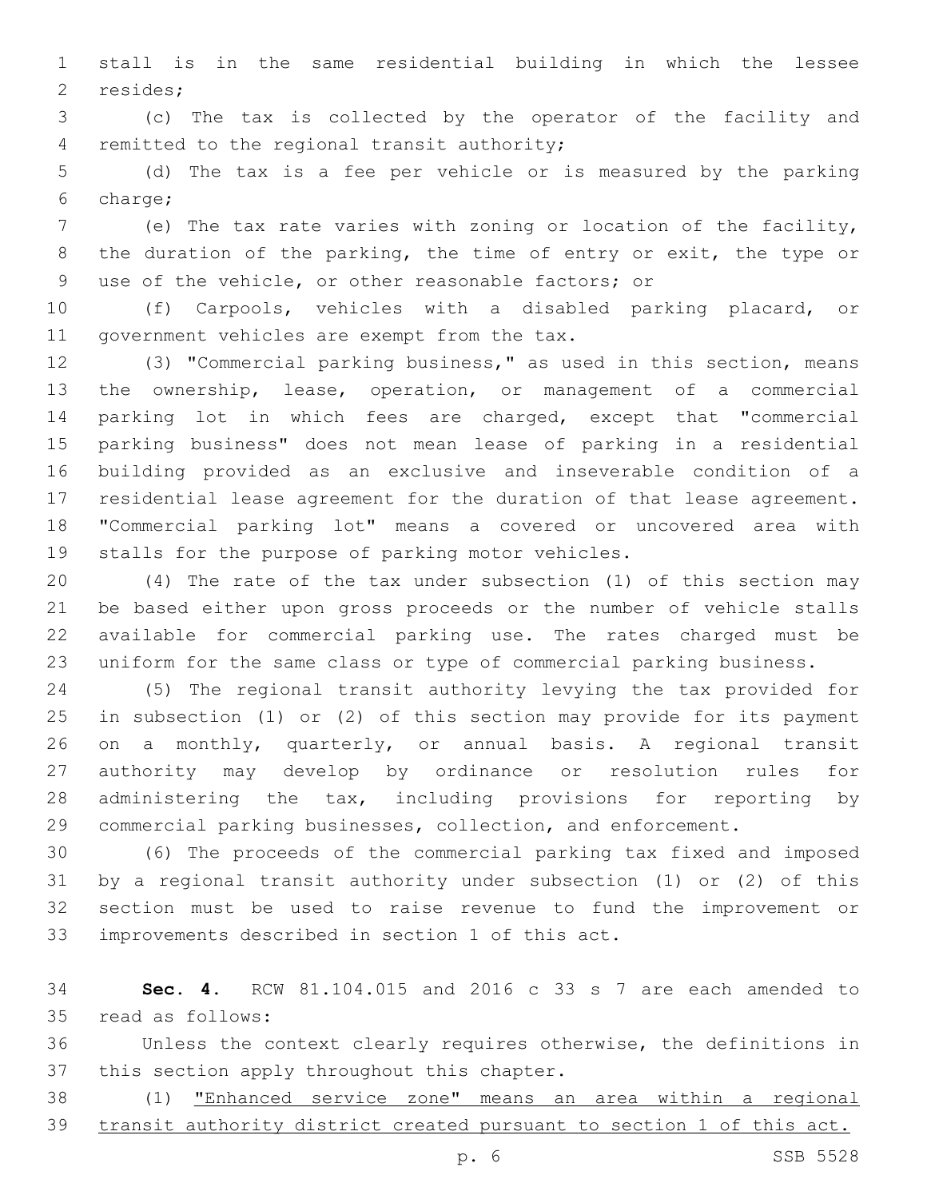stall is in the same residential building in which the lessee resides;

(c) The tax is collected by the operator of the facility and remitted to the regional transit authority;

(d) The tax is a fee per vehicle or is measured by the parking charge;

(e) The tax rate varies with zoning or location of the facility, the duration of the parking, the time of entry or exit, the type or use of the vehicle, or other reasonable factors; or

(f) Carpools, vehicles with a disabled parking placard, or government vehicles are exempt from the tax.

(3) "Commercial parking business," as used in this section, means the ownership, lease, operation, or management of a commercial parking lot in which fees are charged, except that "commercial parking business" does not mean lease of parking in a residential building provided as an exclusive and inseverable condition of a residential lease agreement for the duration of that lease agreement. "Commercial parking lot" means a covered or uncovered area with stalls for the purpose of parking motor vehicles.

(4) The rate of the tax under subsection (1) of this section may be based either upon gross proceeds or the number of vehicle stalls available for commercial parking use. The rates charged must be uniform for the same class or type of commercial parking business.

(5) The regional transit authority levying the tax provided for in subsection (1) or (2) of this section may provide for its payment on a monthly, quarterly, or annual basis. A regional transit authority may develop by ordinance or resolution rules for administering the tax, including provisions for reporting by commercial parking businesses, collection, and enforcement.

(6) The proceeds of the commercial parking tax fixed and imposed by a regional transit authority under subsection (1) or (2) of this section must be used to raise revenue to fund the improvement or improvements described in section 1 of this act.

**Sec. 4.** RCW 81.104.015 and 2016 c 33 s 7 are each amended to read as follows:

Unless the context clearly requires otherwise, the definitions in this section apply throughout this chapter.

(1) <u>"Enhanced service zone" means an area within a regional transit authority district created pursuant to section 1 of this act.</u>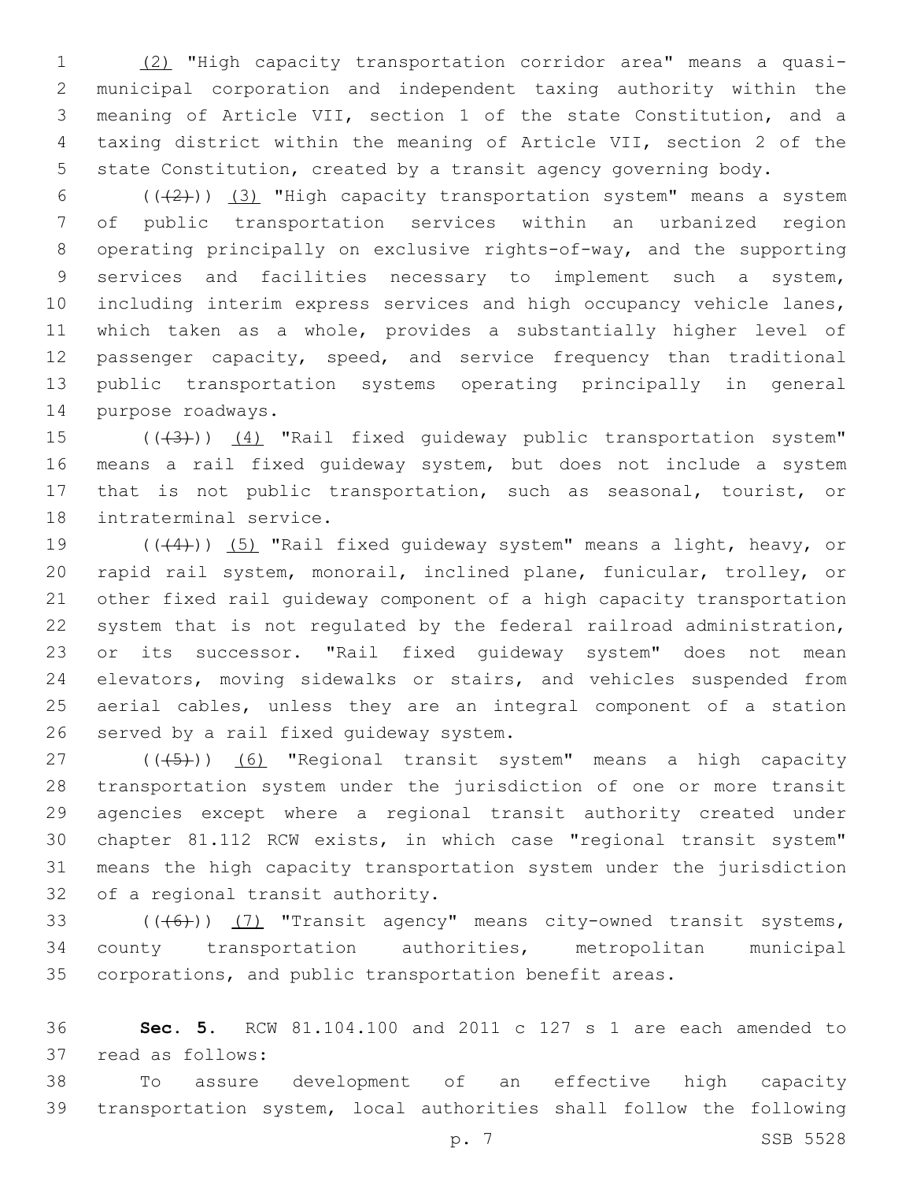(2) "High capacity transportation corridor area" means a quasi-municipal corporation and independent taxing authority within the meaning of Article VII, section 1 of the state Constitution, and a taxing district within the meaning of Article VII, section 2 of the state Constitution, created by a transit agency governing body.

(((2))) (3) "High capacity transportation system" means a system of public transportation services within an urbanized region operating principally on exclusive rights-of-way, and the supporting services and facilities necessary to implement such a system, including interim express services and high occupancy vehicle lanes, which taken as a whole, provides a substantially higher level of passenger capacity, speed, and service frequency than traditional public transportation systems operating principally in general purpose roadways.

(((3))) (4) "Rail fixed guideway public transportation system" means a rail fixed guideway system, but does not include a system that is not public transportation, such as seasonal, tourist, or intraterminal service.

(((4))) (5) "Rail fixed guideway system" means a light, heavy, or rapid rail system, monorail, inclined plane, funicular, trolley, or other fixed rail guideway component of a high capacity transportation system that is not regulated by the federal railroad administration, or its successor. "Rail fixed guideway system" does not mean elevators, moving sidewalks or stairs, and vehicles suspended from aerial cables, unless they are an integral component of a station served by a rail fixed guideway system.

(((5))) (6) "Regional transit system" means a high capacity transportation system under the jurisdiction of one or more transit agencies except where a regional transit authority created under chapter 81.112 RCW exists, in which case "regional transit system" means the high capacity transportation system under the jurisdiction of a regional transit authority.

(((6))) (7) "Transit agency" means city-owned transit systems, county transportation authorities, metropolitan municipal corporations, and public transportation benefit areas.

**Sec. 5.** RCW 81.104.100 and 2011 c 127 s 1 are each amended to read as follows:

To assure development of an effective high capacity transportation system, local authorities shall follow the following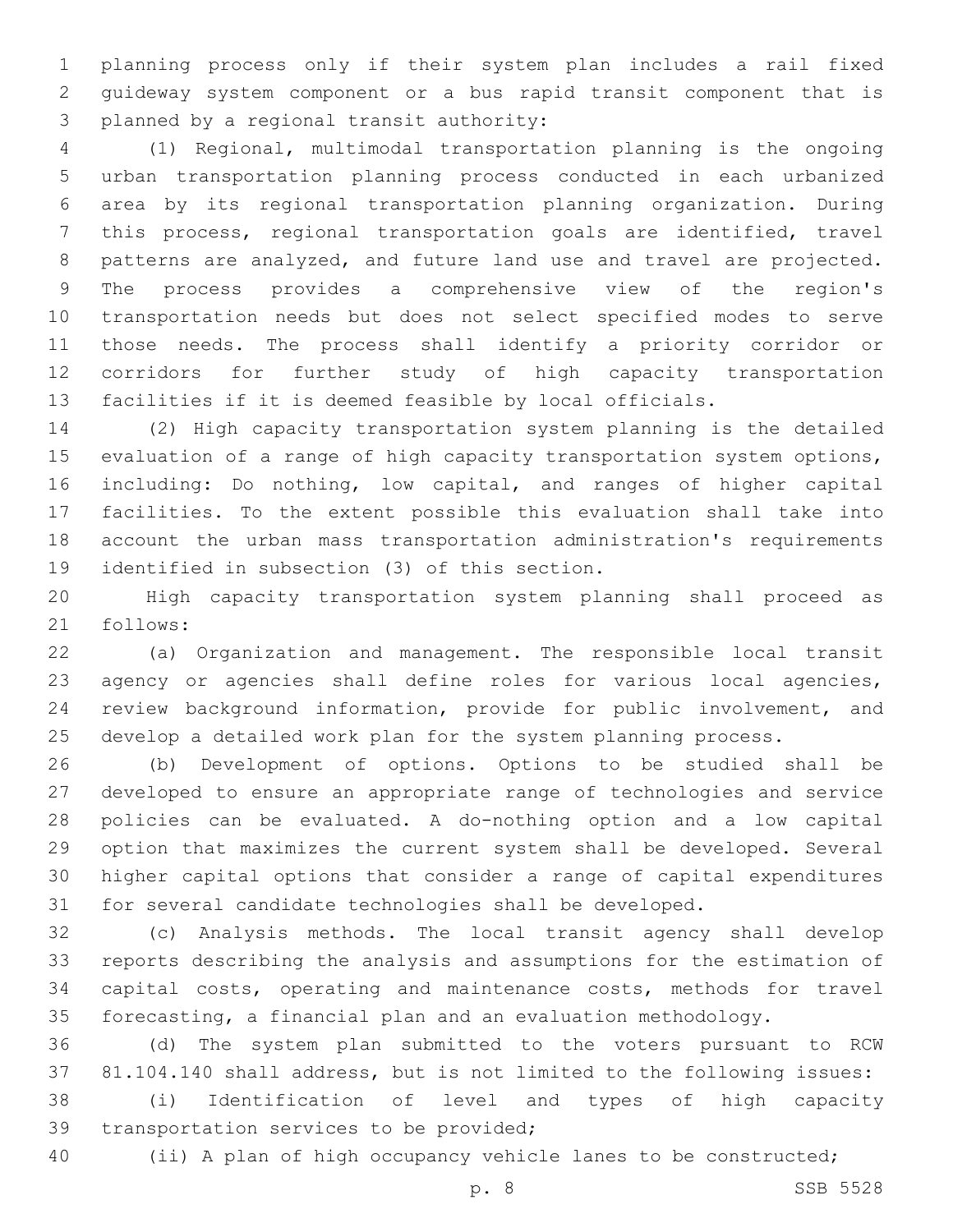planning process only if their system plan includes a rail fixed guideway system component or a bus rapid transit component that is planned by a regional transit authority:

(1) Regional, multimodal transportation planning is the ongoing urban transportation planning process conducted in each urbanized area by its regional transportation planning organization. During this process, regional transportation goals are identified, travel patterns are analyzed, and future land use and travel are projected. The process provides a comprehensive view of the region's transportation needs but does not select specified modes to serve those needs. The process shall identify a priority corridor or corridors for further study of high capacity transportation facilities if it is deemed feasible by local officials.

(2) High capacity transportation system planning is the detailed evaluation of a range of high capacity transportation system options, including: Do nothing, low capital, and ranges of higher capital facilities. To the extent possible this evaluation shall take into account the urban mass transportation administration's requirements identified in subsection (3) of this section.

High capacity transportation system planning shall proceed as follows:

(a) Organization and management. The responsible local transit agency or agencies shall define roles for various local agencies, review background information, provide for public involvement, and develop a detailed work plan for the system planning process.

(b) Development of options. Options to be studied shall be developed to ensure an appropriate range of technologies and service policies can be evaluated. A do-nothing option and a low capital option that maximizes the current system shall be developed. Several higher capital options that consider a range of capital expenditures for several candidate technologies shall be developed.

(c) Analysis methods. The local transit agency shall develop reports describing the analysis and assumptions for the estimation of capital costs, operating and maintenance costs, methods for travel forecasting, a financial plan and an evaluation methodology.

(d) The system plan submitted to the voters pursuant to RCW 81.104.140 shall address, but is not limited to the following issues:

(i) Identification of level and types of high capacity transportation services to be provided;

(ii) A plan of high occupancy vehicle lanes to be constructed;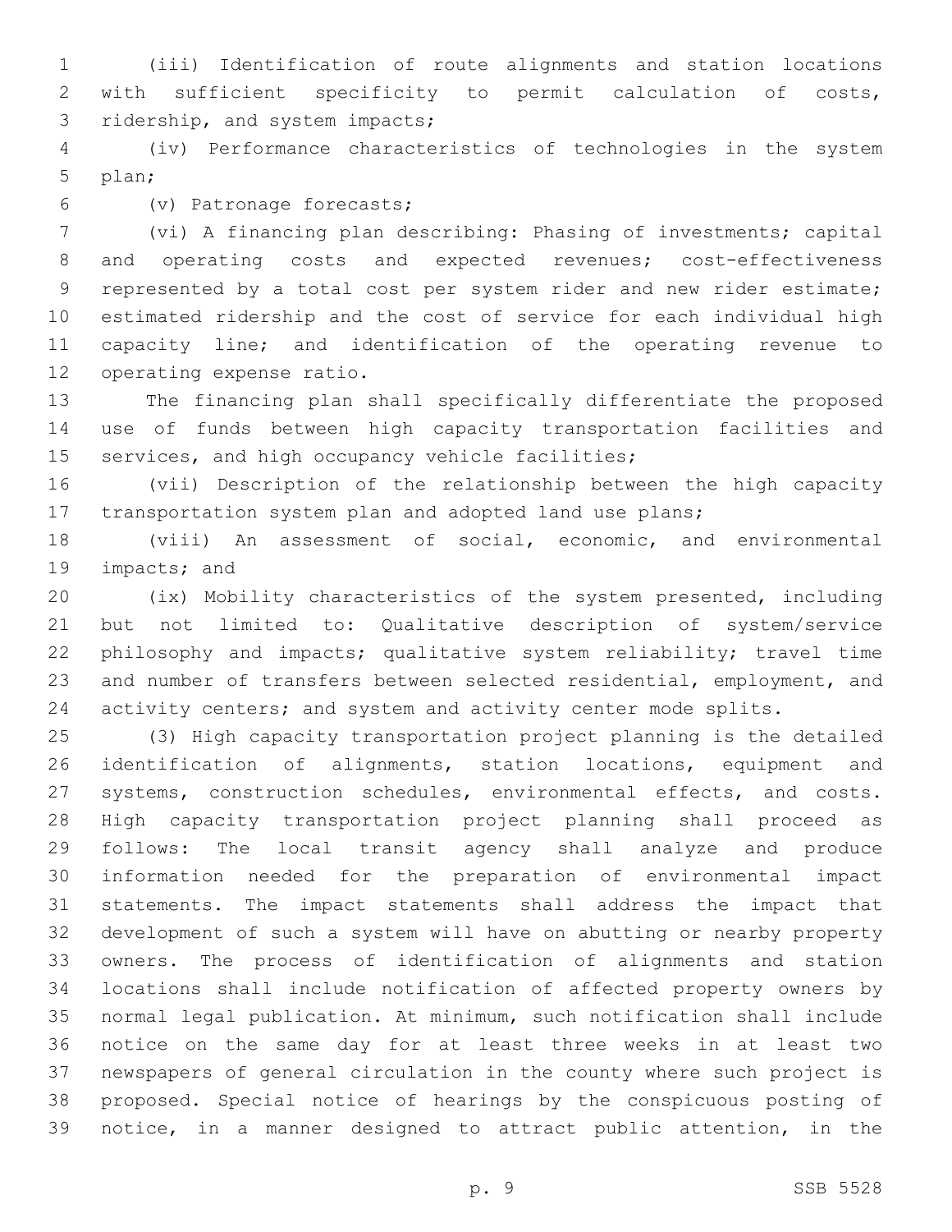(iii) Identification of route alignments and station locations with sufficient specificity to permit calculation of costs, ridership, and system impacts;

(iv) Performance characteristics of technologies in the system plan;

(v) Patronage forecasts;

(vi) A financing plan describing: Phasing of investments; capital and operating costs and expected revenues; cost-effectiveness represented by a total cost per system rider and new rider estimate; estimated ridership and the cost of service for each individual high capacity line; and identification of the operating revenue to operating expense ratio.

The financing plan shall specifically differentiate the proposed use of funds between high capacity transportation facilities and services, and high occupancy vehicle facilities;

(vii) Description of the relationship between the high capacity transportation system plan and adopted land use plans;

(viii) An assessment of social, economic, and environmental impacts; and

(ix) Mobility characteristics of the system presented, including but not limited to: Qualitative description of system/service philosophy and impacts; qualitative system reliability; travel time and number of transfers between selected residential, employment, and activity centers; and system and activity center mode splits.

(3) High capacity transportation project planning is the detailed identification of alignments, station locations, equipment and systems, construction schedules, environmental effects, and costs. High capacity transportation project planning shall proceed as follows: The local transit agency shall analyze and produce information needed for the preparation of environmental impact statements. The impact statements shall address the impact that development of such a system will have on abutting or nearby property owners. The process of identification of alignments and station locations shall include notification of affected property owners by normal legal publication. At minimum, such notification shall include notice on the same day for at least three weeks in at least two newspapers of general circulation in the county where such project is proposed. Special notice of hearings by the conspicuous posting of notice, in a manner designed to attract public attention, in the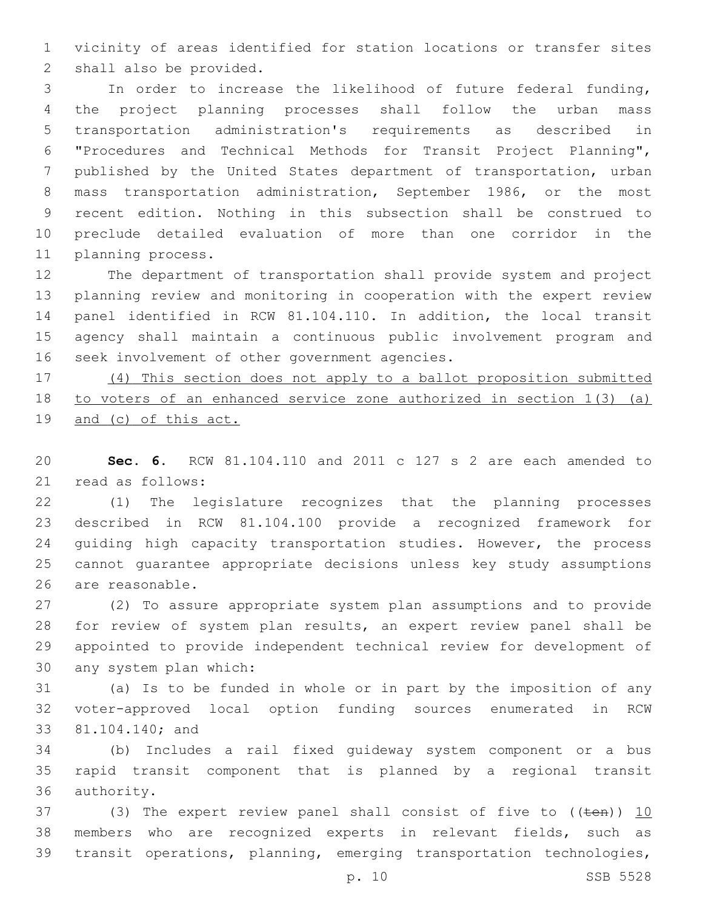vicinity of areas identified for station locations or transfer sites shall also be provided.

In order to increase the likelihood of future federal funding, the project planning processes shall follow the urban mass transportation administration's requirements as described in "Procedures and Technical Methods for Transit Project Planning", published by the United States department of transportation, urban mass transportation administration, September 1986, or the most recent edition. Nothing in this subsection shall be construed to preclude detailed evaluation of more than one corridor in the planning process.

The department of transportation shall provide system and project planning review and monitoring in cooperation with the expert review panel identified in RCW 81.104.110. In addition, the local transit agency shall maintain a continuous public involvement program and seek involvement of other government agencies.

<u>(4) This section does not apply to a ballot proposition submitted to voters of an enhanced service zone authorized in section 1(3) (a) and (c) of this act.</u>

**Sec. 6.** RCW 81.104.110 and 2011 c 127 s 2 are each amended to read as follows:

(1) The legislature recognizes that the planning processes described in RCW 81.104.100 provide a recognized framework for guiding high capacity transportation studies. However, the process cannot guarantee appropriate decisions unless key study assumptions are reasonable.

(2) To assure appropriate system plan assumptions and to provide for review of system plan results, an expert review panel shall be appointed to provide independent technical review for development of any system plan which:

(a) Is to be funded in whole or in part by the imposition of any voter-approved local option funding sources enumerated in RCW 81.104.140; and

(b) Includes a rail fixed guideway system component or a bus rapid transit component that is planned by a regional transit authority.

(3) The expert review panel shall consist of five to ((~~ten~~)) <u>10</u> members who are recognized experts in relevant fields, such as transit operations, planning, emerging transportation technologies,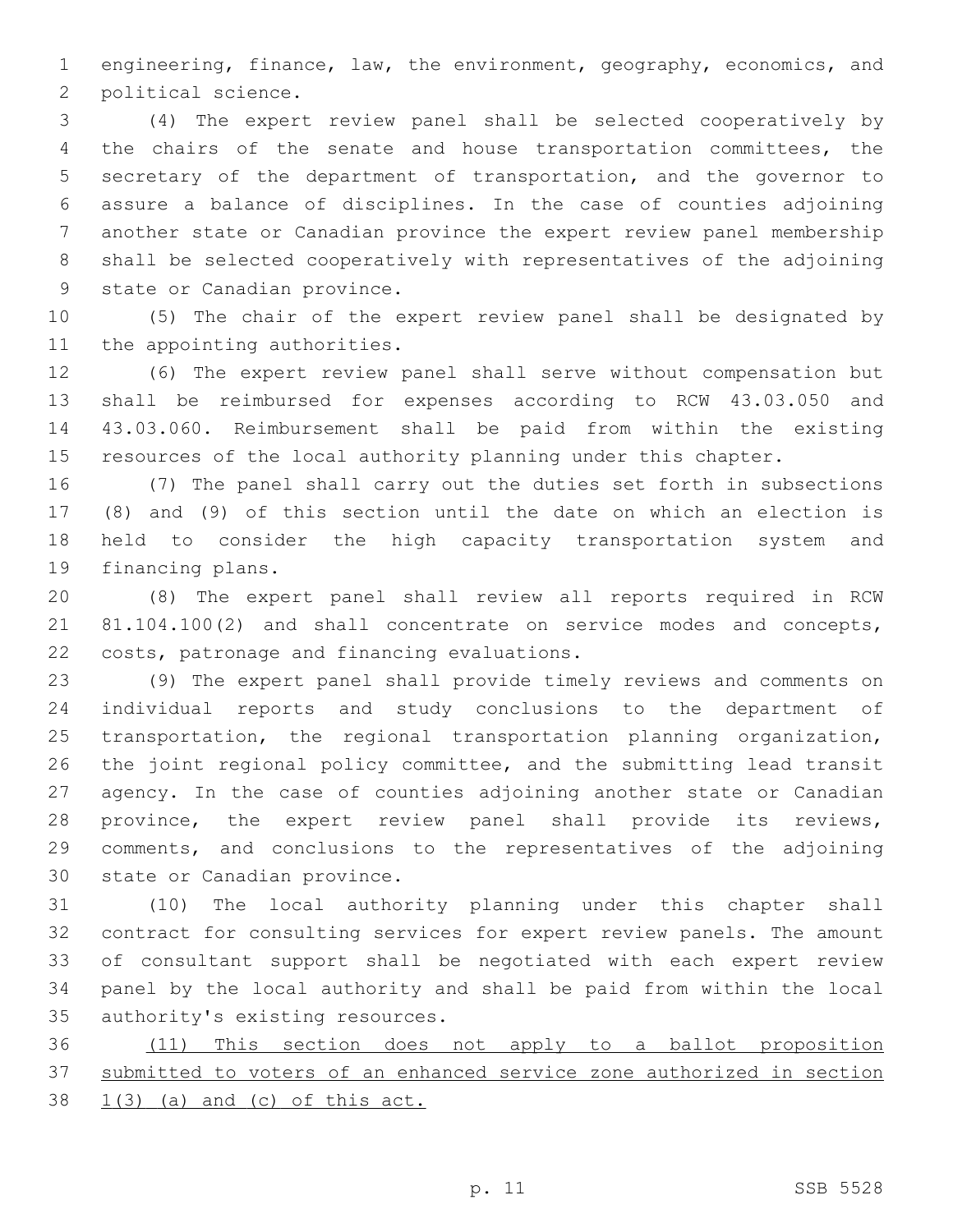engineering, finance, law, the environment, geography, economics, and political science.

(4) The expert review panel shall be selected cooperatively by the chairs of the senate and house transportation committees, the secretary of the department of transportation, and the governor to assure a balance of disciplines. In the case of counties adjoining another state or Canadian province the expert review panel membership shall be selected cooperatively with representatives of the adjoining state or Canadian province.

(5) The chair of the expert review panel shall be designated by the appointing authorities.

(6) The expert review panel shall serve without compensation but shall be reimbursed for expenses according to RCW 43.03.050 and 43.03.060. Reimbursement shall be paid from within the existing resources of the local authority planning under this chapter.

(7) The panel shall carry out the duties set forth in subsections (8) and (9) of this section until the date on which an election is held to consider the high capacity transportation system and financing plans.

(8) The expert panel shall review all reports required in RCW 81.104.100(2) and shall concentrate on service modes and concepts, costs, patronage and financing evaluations.

(9) The expert panel shall provide timely reviews and comments on individual reports and study conclusions to the department of transportation, the regional transportation planning organization, the joint regional policy committee, and the submitting lead transit agency. In the case of counties adjoining another state or Canadian province, the expert review panel shall provide its reviews, comments, and conclusions to the representatives of the adjoining state or Canadian province.

(10) The local authority planning under this chapter shall contract for consulting services for expert review panels. The amount of consultant support shall be negotiated with each expert review panel by the local authority and shall be paid from within the local authority's existing resources.

<u>(11) This section does not apply to a ballot proposition submitted to voters of an enhanced service zone authorized in section 1(3) (a) and (c) of this act.</u>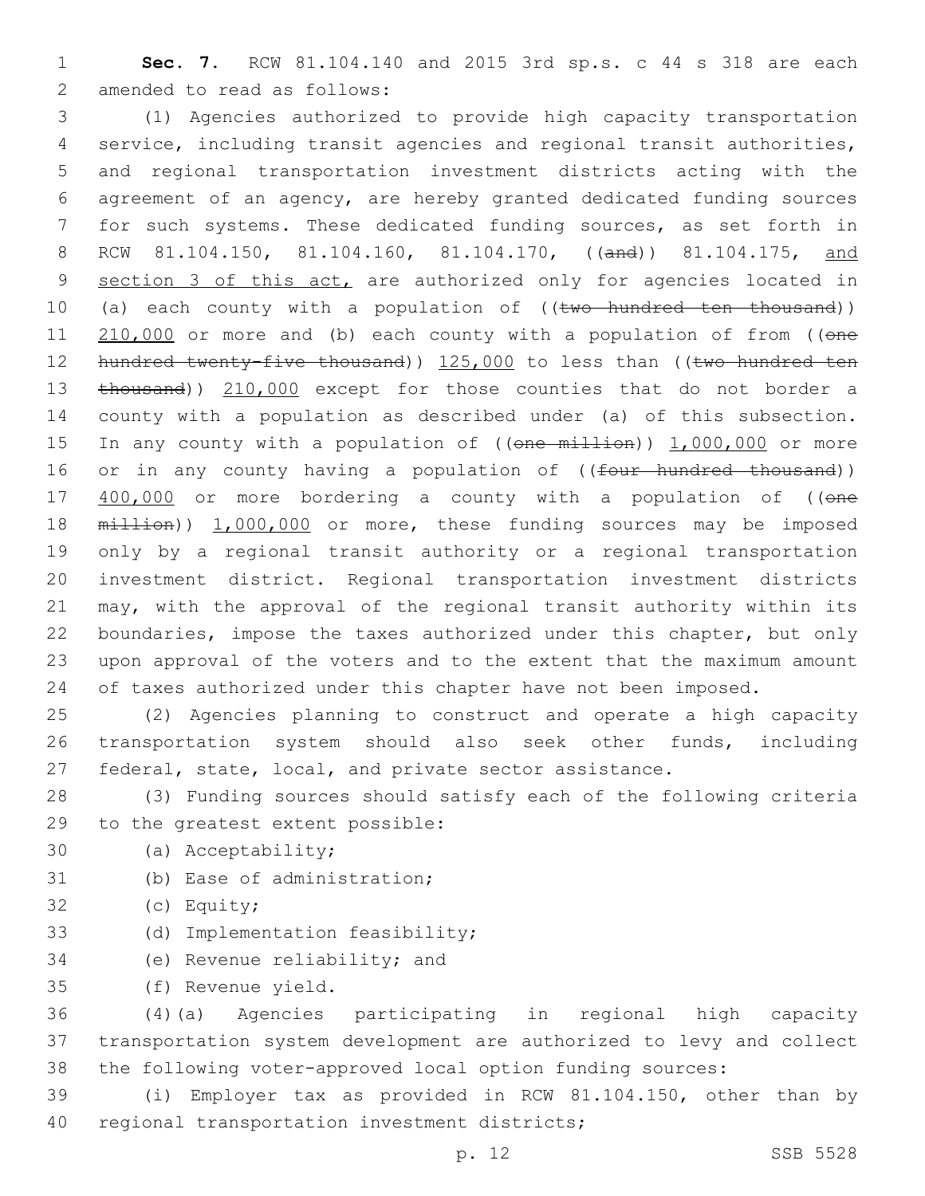**Sec. 7.** RCW 81.104.140 and 2015 3rd sp.s. c 44 s 318 are each amended to read as follows:

(1) Agencies authorized to provide high capacity transportation service, including transit agencies and regional transit authorities, and regional transportation investment districts acting with the agreement of an agency, are hereby granted dedicated funding sources for such systems. These dedicated funding sources, as set forth in RCW 81.104.150, 81.104.160, 81.104.170, ((~~and~~)) 81.104.175, <u>and section 3 of this act,</u> are authorized only for agencies located in (a) each county with a population of ((~~two hundred ten thousand~~)) <u>210,000</u> or more and (b) each county with a population of from ((~~one hundred twenty-five thousand~~)) <u>125,000</u> to less than ((~~two hundred ten thousand~~)) <u>210,000</u> except for those counties that do not border a county with a population as described under (a) of this subsection. In any county with a population of ((~~one million~~)) <u>1,000,000</u> or more or in any county having a population of ((~~four hundred thousand~~)) <u>400,000</u> or more bordering a county with a population of ((~~one million~~)) <u>1,000,000</u> or more, these funding sources may be imposed only by a regional transit authority or a regional transportation investment district. Regional transportation investment districts may, with the approval of the regional transit authority within its boundaries, impose the taxes authorized under this chapter, but only upon approval of the voters and to the extent that the maximum amount of taxes authorized under this chapter have not been imposed.

(2) Agencies planning to construct and operate a high capacity transportation system should also seek other funds, including federal, state, local, and private sector assistance.

(3) Funding sources should satisfy each of the following criteria to the greatest extent possible:

(a) Acceptability;

(b) Ease of administration;

(c) Equity;

(d) Implementation feasibility;

(e) Revenue reliability; and

(f) Revenue yield.

(4)(a) Agencies participating in regional high capacity transportation system development are authorized to levy and collect the following voter-approved local option funding sources:

(i) Employer tax as provided in RCW 81.104.150, other than by regional transportation investment districts;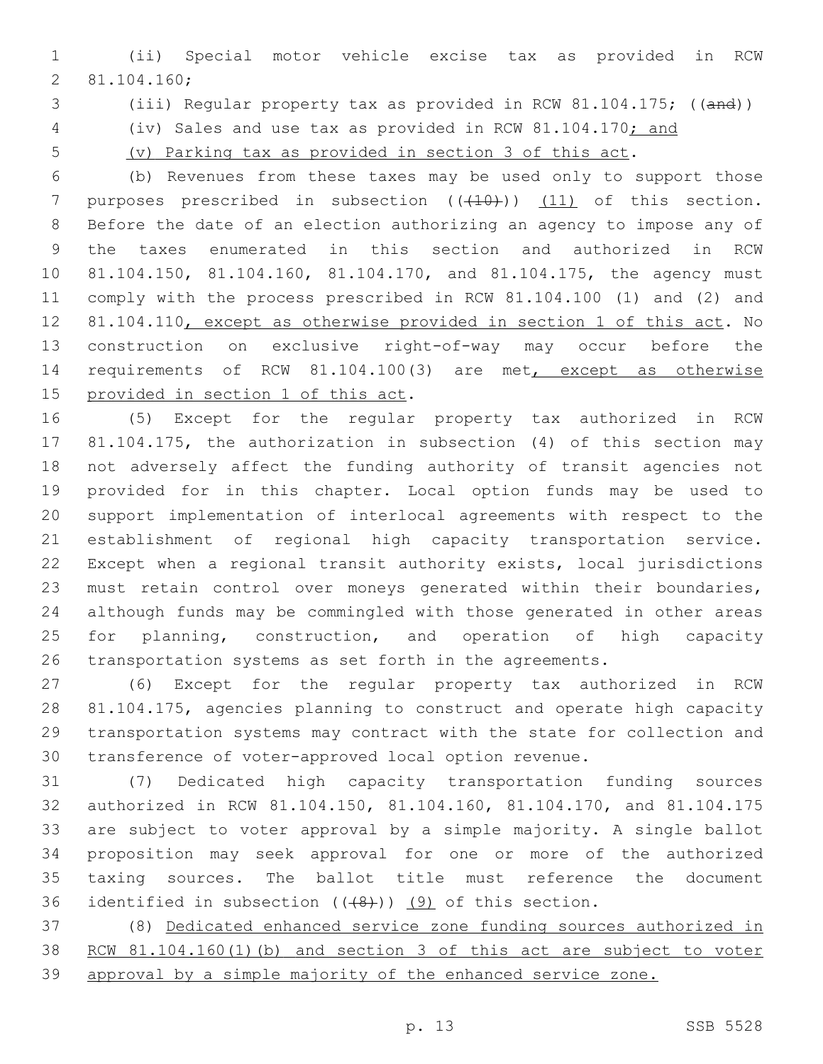(ii) Special motor vehicle excise tax as provided in RCW 81.104.160;

(iii) Regular property tax as provided in RCW 81.104.175; ((~~and~~))

(iv) Sales and use tax as provided in RCW 81.104.170<u>; and</u>

<u>(v) Parking tax as provided in section 3 of this act</u>.

(b) Revenues from these taxes may be used only to support those purposes prescribed in subsection ((~~(10)~~)) <u>(11)</u> of this section. Before the date of an election authorizing an agency to impose any of the taxes enumerated in this section and authorized in RCW 81.104.150, 81.104.160, 81.104.170, and 81.104.175, the agency must comply with the process prescribed in RCW 81.104.100 (1) and (2) and 81.104.110<u>, except as otherwise provided in section 1 of this act</u>. No construction on exclusive right-of-way may occur before the requirements of RCW 81.104.100(3) are met<u>, except as otherwise provided in section 1 of this act</u>.

(5) Except for the regular property tax authorized in RCW 81.104.175, the authorization in subsection (4) of this section may not adversely affect the funding authority of transit agencies not provided for in this chapter. Local option funds may be used to support implementation of interlocal agreements with respect to the establishment of regional high capacity transportation service. Except when a regional transit authority exists, local jurisdictions must retain control over moneys generated within their boundaries, although funds may be commingled with those generated in other areas for planning, construction, and operation of high capacity transportation systems as set forth in the agreements.

(6) Except for the regular property tax authorized in RCW 81.104.175, agencies planning to construct and operate high capacity transportation systems may contract with the state for collection and transference of voter-approved local option revenue.

(7) Dedicated high capacity transportation funding sources authorized in RCW 81.104.150, 81.104.160, 81.104.170, and 81.104.175 are subject to voter approval by a simple majority. A single ballot proposition may seek approval for one or more of the authorized taxing sources. The ballot title must reference the document identified in subsection ((~~(8)~~)) <u>(9)</u> of this section.

(8) <u>Dedicated enhanced service zone funding sources authorized in RCW 81.104.160(1)(b) and section 3 of this act are subject to voter approval by a simple majority of the enhanced service zone.</u>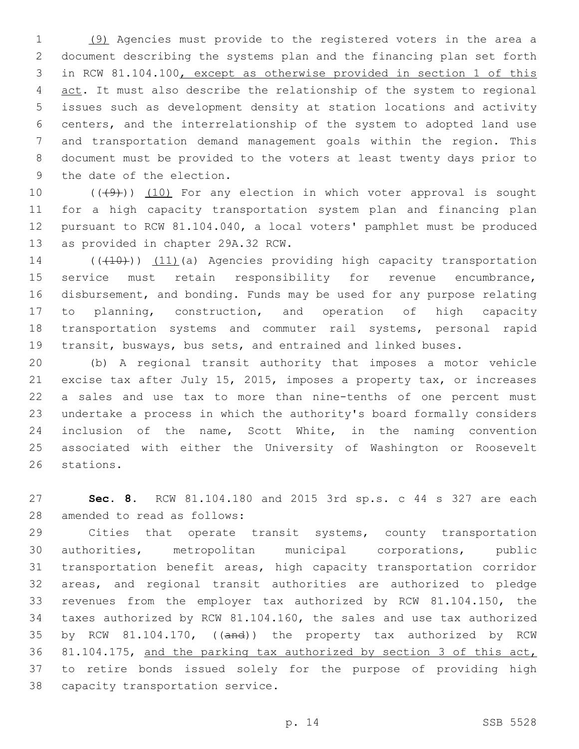(9) Agencies must provide to the registered voters in the area a document describing the systems plan and the financing plan set forth in RCW 81.104.100, except as otherwise provided in section 1 of this act. It must also describe the relationship of the system to regional issues such as development density at station locations and activity centers, and the interrelationship of the system to adopted land use and transportation demand management goals within the region. This document must be provided to the voters at least twenty days prior to the date of the election.

(((9))) (10) For any election in which voter approval is sought for a high capacity transportation system plan and financing plan pursuant to RCW 81.104.040, a local voters' pamphlet must be produced as provided in chapter 29A.32 RCW.

(((10))) (11)(a) Agencies providing high capacity transportation service must retain responsibility for revenue encumbrance, disbursement, and bonding. Funds may be used for any purpose relating to planning, construction, and operation of high capacity transportation systems and commuter rail systems, personal rapid transit, busways, bus sets, and entrained and linked buses.

(b) A regional transit authority that imposes a motor vehicle excise tax after July 15, 2015, imposes a property tax, or increases a sales and use tax to more than nine-tenths of one percent must undertake a process in which the authority's board formally considers inclusion of the name, Scott White, in the naming convention associated with either the University of Washington or Roosevelt stations.

**Sec. 8.** RCW 81.104.180 and 2015 3rd sp.s. c 44 s 327 are each amended to read as follows:

Cities that operate transit systems, county transportation authorities, metropolitan municipal corporations, public transportation benefit areas, high capacity transportation corridor areas, and regional transit authorities are authorized to pledge revenues from the employer tax authorized by RCW 81.104.150, the taxes authorized by RCW 81.104.160, the sales and use tax authorized by RCW 81.104.170, ((and)) the property tax authorized by RCW 81.104.175, and the parking tax authorized by section 3 of this act, to retire bonds issued solely for the purpose of providing high capacity transportation service.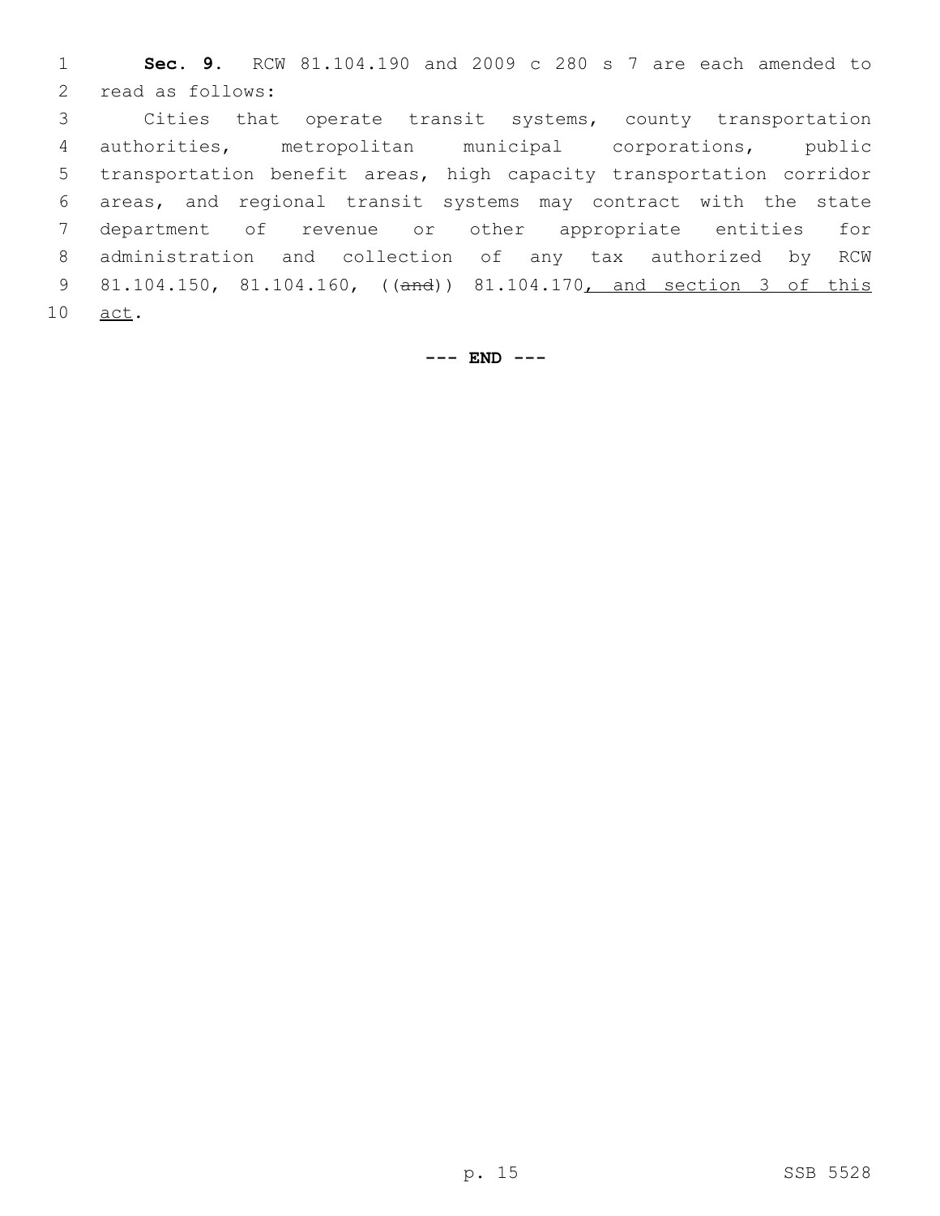**Sec. 9.** RCW 81.104.190 and 2009 c 280 s 7 are each amended to read as follows:

Cities that operate transit systems, county transportation authorities, metropolitan municipal corporations, public transportation benefit areas, high capacity transportation corridor areas, and regional transit systems may contract with the state department of revenue or other appropriate entities for administration and collection of any tax authorized by RCW 81.104.150, 81.104.160, ((~~and~~)) 81.104.170, and section 3 of this act.

**--- END ---**